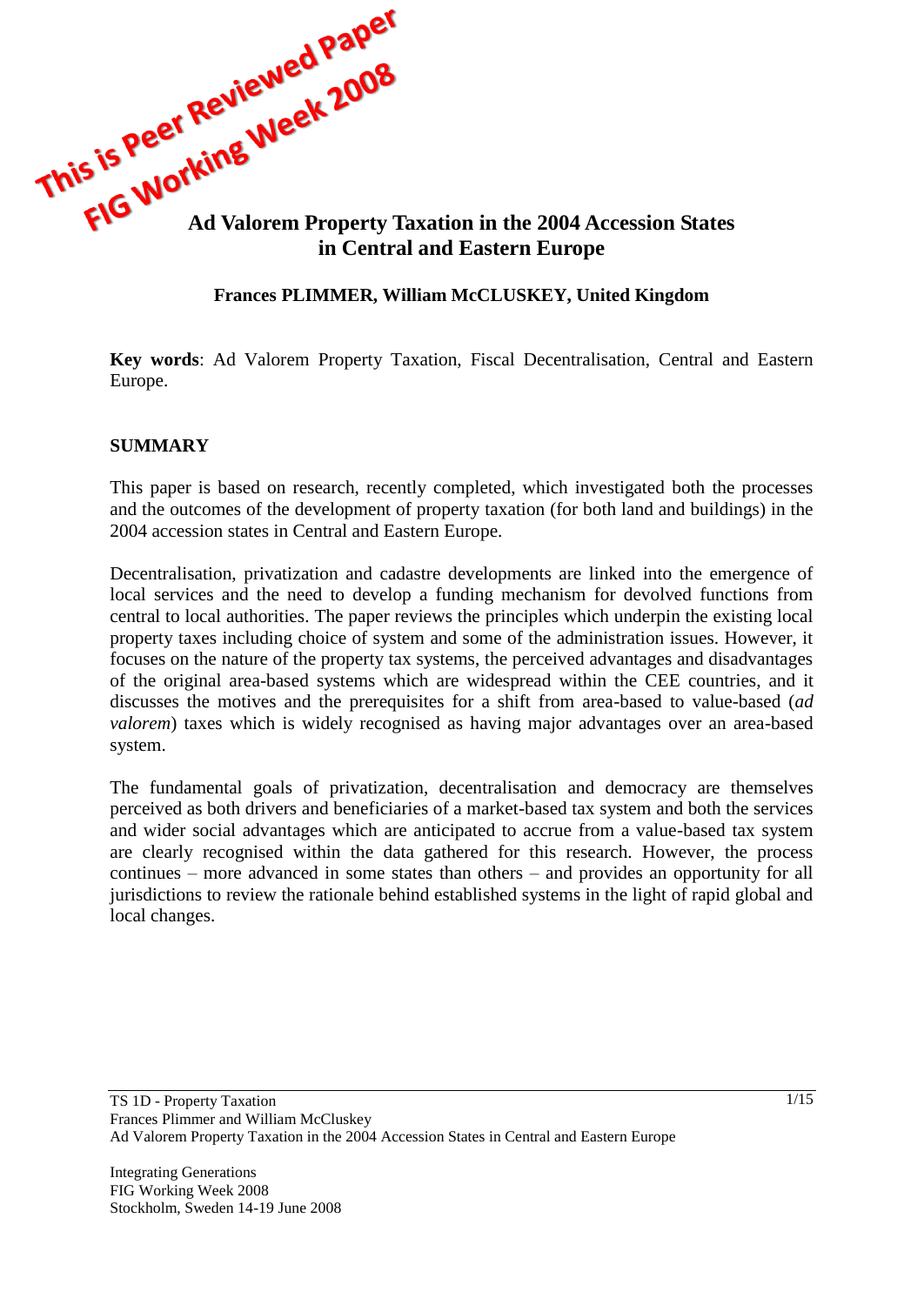This is Peer Reviewed Paper
FIG Working Week 2008

# Ad Valorem Property Taxation in the 2004 Accession States in Central and Eastern Europe

**Frances PLIMMER, William McCLUSKEY, United Kingdom**

**Key words**: Ad Valorem Property Taxation, Fiscal Decentralisation, Central and Eastern Europe.

## SUMMARY

This paper is based on research, recently completed, which investigated both the processes and the outcomes of the development of property taxation (for both land and buildings) in the 2004 accession states in Central and Eastern Europe.

Decentralisation, privatization and cadastre developments are linked into the emergence of local services and the need to develop a funding mechanism for devolved functions from central to local authorities. The paper reviews the principles which underpin the existing local property taxes including choice of system and some of the administration issues. However, it focuses on the nature of the property tax systems, the perceived advantages and disadvantages of the original area-based systems which are widespread within the CEE countries, and it discusses the motives and the prerequisites for a shift from area-based to value-based (*ad valorem*) taxes which is widely recognised as having major advantages over an area-based system.

The fundamental goals of privatization, decentralisation and democracy are themselves perceived as both drivers and beneficiaries of a market-based tax system and both the services and wider social advantages which are anticipated to accrue from a value-based tax system are clearly recognised within the data gathered for this research. However, the process continues – more advanced in some states than others – and provides an opportunity for all jurisdictions to review the rationale behind established systems in the light of rapid global and local changes.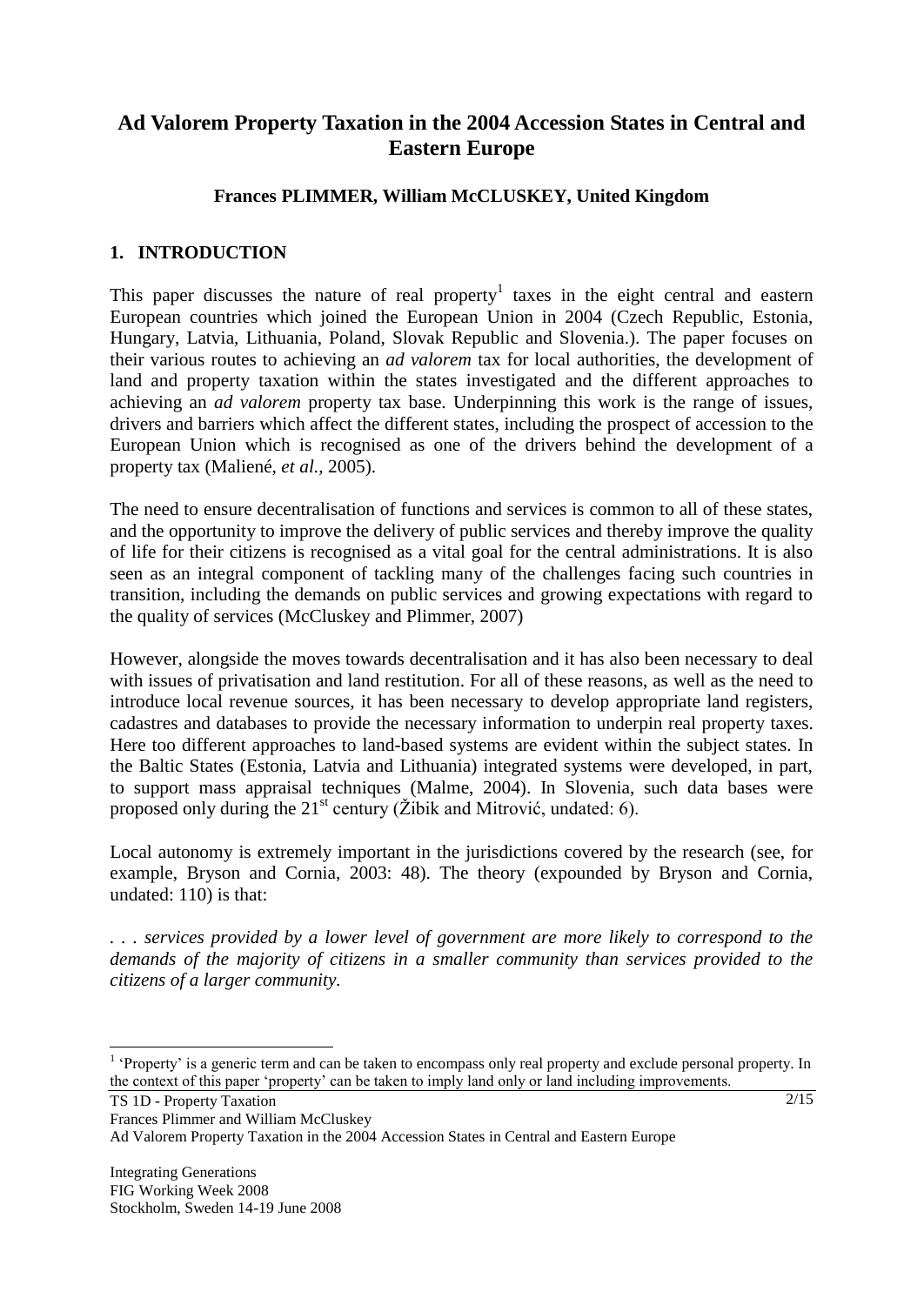# Ad Valorem Property Taxation in the 2004 Accession States in Central and Eastern Europe

**Frances PLIMMER, William McCLUSKEY, United Kingdom**

## 1. INTRODUCTION

This paper discusses the nature of real property[1] taxes in the eight central and eastern European countries which joined the European Union in 2004 (Czech Republic, Estonia, Hungary, Latvia, Lithuania, Poland, Slovak Republic and Slovenia.). The paper focuses on their various routes to achieving an *ad valorem* tax for local authorities, the development of land and property taxation within the states investigated and the different approaches to achieving an *ad valorem* property tax base. Underpinning this work is the range of issues, drivers and barriers which affect the different states, including the prospect of accession to the European Union which is recognised as one of the drivers behind the development of a property tax (Maliené, *et al.*, 2005).

The need to ensure decentralisation of functions and services is common to all of these states, and the opportunity to improve the delivery of public services and thereby improve the quality of life for their citizens is recognised as a vital goal for the central administrations. It is also seen as an integral component of tackling many of the challenges facing such countries in transition, including the demands on public services and growing expectations with regard to the quality of services (McCluskey and Plimmer, 2007)

However, alongside the moves towards decentralisation and it has also been necessary to deal with issues of privatisation and land restitution. For all of these reasons, as well as the need to introduce local revenue sources, it has been necessary to develop appropriate land registers, cadastres and databases to provide the necessary information to underpin real property taxes. Here too different approaches to land-based systems are evident within the subject states. In the Baltic States (Estonia, Latvia and Lithuania) integrated systems were developed, in part, to support mass appraisal techniques (Malme, 2004). In Slovenia, such data bases were proposed only during the 21st century (Žibik and Mitrović, undated: 6).

Local autonomy is extremely important in the jurisdictions covered by the research (see, for example, Bryson and Cornia, 2003: 48). The theory (expounded by Bryson and Cornia, undated: 110) is that:

*. . . services provided by a lower level of government are more likely to correspond to the demands of the majority of citizens in a smaller community than services provided to the citizens of a larger community.*

---

[1] 'Property' is a generic term and can be taken to encompass only real property and exclude personal property. In the context of this paper 'property' can be taken to imply land only or land including improvements.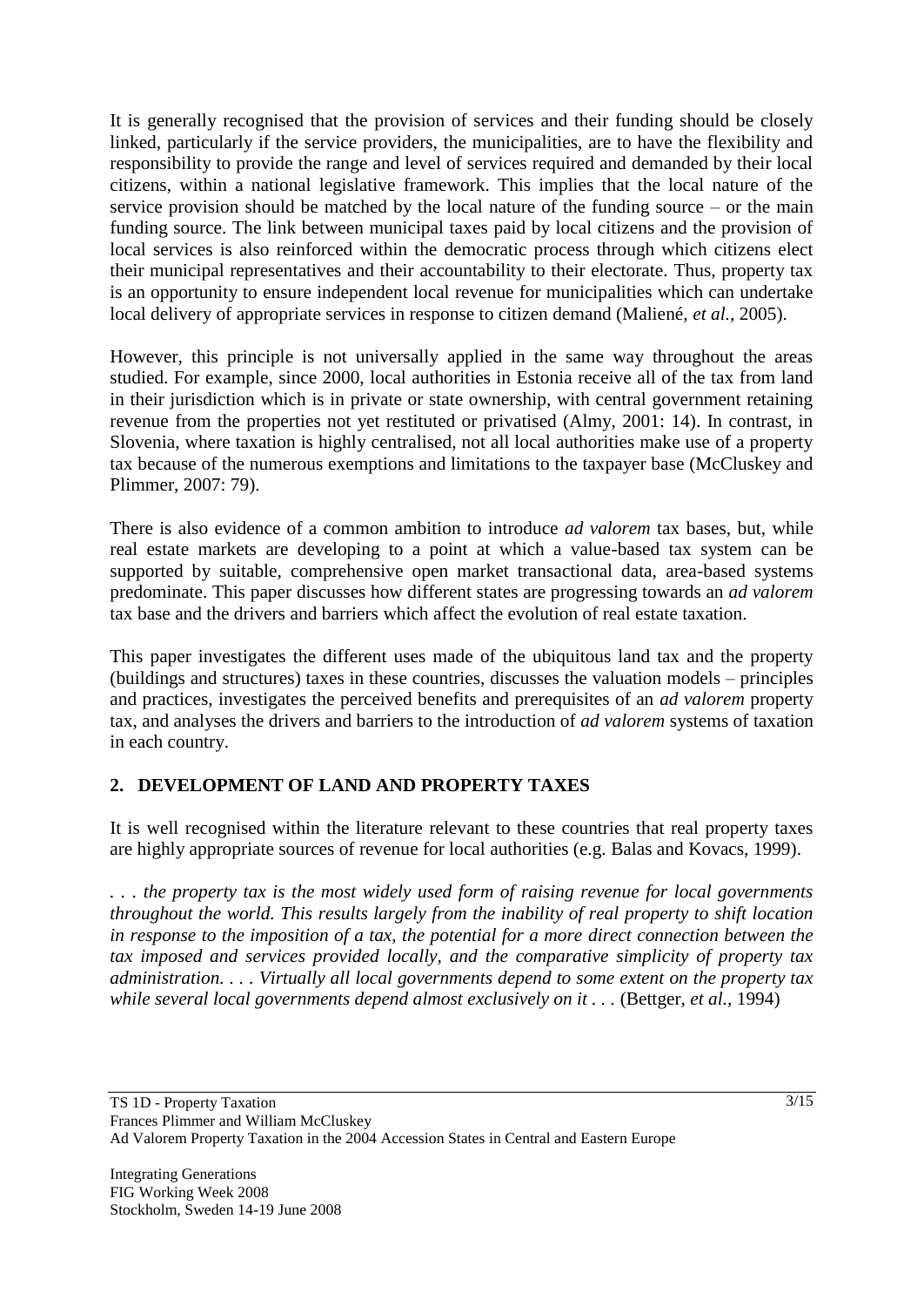It is generally recognised that the provision of services and their funding should be closely linked, particularly if the service providers, the municipalities, are to have the flexibility and responsibility to provide the range and level of services required and demanded by their local citizens, within a national legislative framework. This implies that the local nature of the service provision should be matched by the local nature of the funding source – or the main funding source. The link between municipal taxes paid by local citizens and the provision of local services is also reinforced within the democratic process through which citizens elect their municipal representatives and their accountability to their electorate. Thus, property tax is an opportunity to ensure independent local revenue for municipalities which can undertake local delivery of appropriate services in response to citizen demand (Maliené, *et al.*, 2005).

However, this principle is not universally applied in the same way throughout the areas studied. For example, since 2000, local authorities in Estonia receive all of the tax from land in their jurisdiction which is in private or state ownership, with central government retaining revenue from the properties not yet restituted or privatised (Almy, 2001: 14). In contrast, in Slovenia, where taxation is highly centralised, not all local authorities make use of a property tax because of the numerous exemptions and limitations to the taxpayer base (McCluskey and Plimmer, 2007: 79).

There is also evidence of a common ambition to introduce *ad valorem* tax bases, but, while real estate markets are developing to a point at which a value-based tax system can be supported by suitable, comprehensive open market transactional data, area-based systems predominate. This paper discusses how different states are progressing towards an *ad valorem* tax base and the drivers and barriers which affect the evolution of real estate taxation.

This paper investigates the different uses made of the ubiquitous land tax and the property (buildings and structures) taxes in these countries, discusses the valuation models – principles and practices, investigates the perceived benefits and prerequisites of an *ad valorem* property tax, and analyses the drivers and barriers to the introduction of *ad valorem* systems of taxation in each country.

## 2. DEVELOPMENT OF LAND AND PROPERTY TAXES

It is well recognised within the literature relevant to these countries that real property taxes are highly appropriate sources of revenue for local authorities (e.g. Balas and Kovacs, 1999).

*. . . the property tax is the most widely used form of raising revenue for local governments throughout the world. This results largely from the inability of real property to shift location in response to the imposition of a tax, the potential for a more direct connection between the tax imposed and services provided locally, and the comparative simplicity of property tax administration. . . . Virtually all local governments depend to some extent on the property tax while several local governments depend almost exclusively on it . . .* (Bettger, *et al.*, 1994)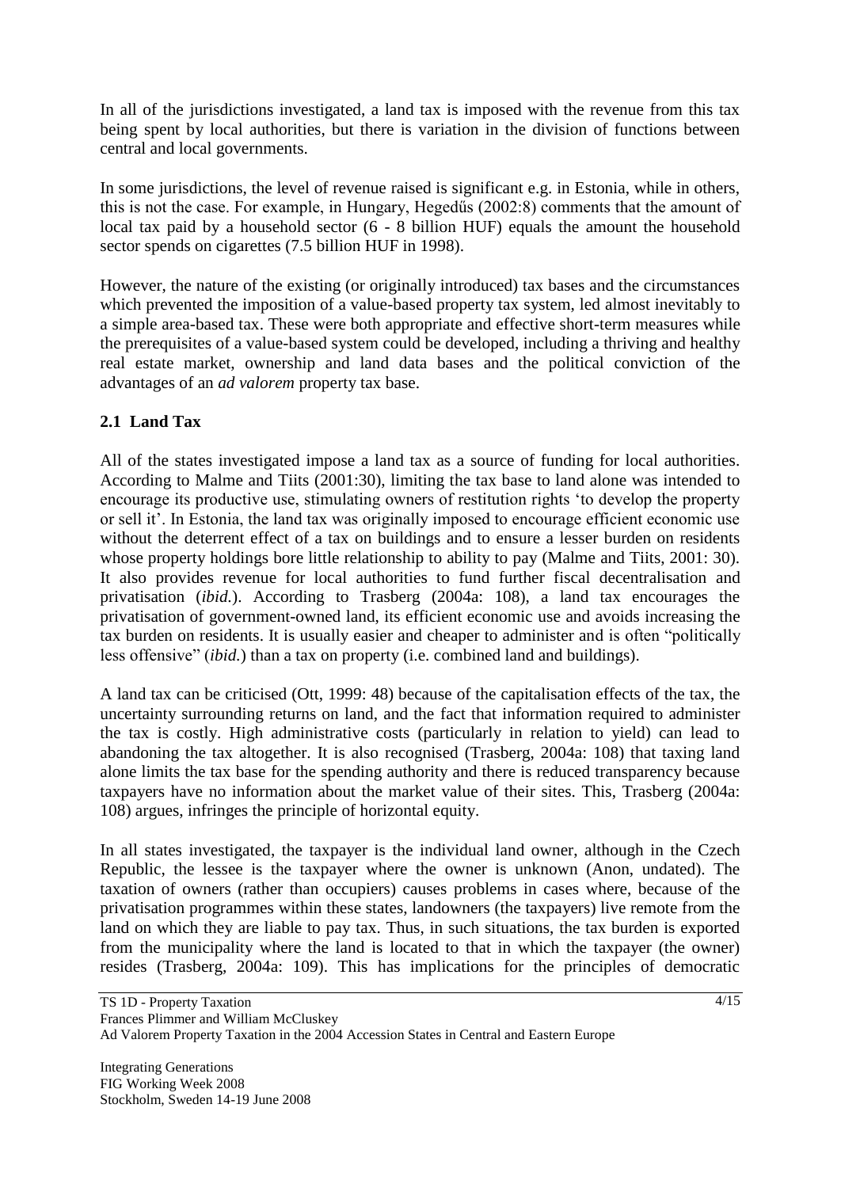In all of the jurisdictions investigated, a land tax is imposed with the revenue from this tax being spent by local authorities, but there is variation in the division of functions between central and local governments.

In some jurisdictions, the level of revenue raised is significant e.g. in Estonia, while in others, this is not the case. For example, in Hungary, Hegedűs (2002:8) comments that the amount of local tax paid by a household sector (6 - 8 billion HUF) equals the amount the household sector spends on cigarettes (7.5 billion HUF in 1998).

However, the nature of the existing (or originally introduced) tax bases and the circumstances which prevented the imposition of a value-based property tax system, led almost inevitably to a simple area-based tax. These were both appropriate and effective short-term measures while the prerequisites of a value-based system could be developed, including a thriving and healthy real estate market, ownership and land data bases and the political conviction of the advantages of an *ad valorem* property tax base.

## 2.1 Land Tax

All of the states investigated impose a land tax as a source of funding for local authorities. According to Malme and Tiits (2001:30), limiting the tax base to land alone was intended to encourage its productive use, stimulating owners of restitution rights 'to develop the property or sell it'. In Estonia, the land tax was originally imposed to encourage efficient economic use without the deterrent effect of a tax on buildings and to ensure a lesser burden on residents whose property holdings bore little relationship to ability to pay (Malme and Tiits, 2001: 30). It also provides revenue for local authorities to fund further fiscal decentralisation and privatisation (*ibid.*). According to Trasberg (2004a: 108), a land tax encourages the privatisation of government-owned land, its efficient economic use and avoids increasing the tax burden on residents. It is usually easier and cheaper to administer and is often "politically less offensive" (*ibid.*) than a tax on property (i.e. combined land and buildings).

A land tax can be criticised (Ott, 1999: 48) because of the capitalisation effects of the tax, the uncertainty surrounding returns on land, and the fact that information required to administer the tax is costly. High administrative costs (particularly in relation to yield) can lead to abandoning the tax altogether. It is also recognised (Trasberg, 2004a: 108) that taxing land alone limits the tax base for the spending authority and there is reduced transparency because taxpayers have no information about the market value of their sites. This, Trasberg (2004a: 108) argues, infringes the principle of horizontal equity.

In all states investigated, the taxpayer is the individual land owner, although in the Czech Republic, the lessee is the taxpayer where the owner is unknown (Anon, undated). The taxation of owners (rather than occupiers) causes problems in cases where, because of the privatisation programmes within these states, landowners (the taxpayers) live remote from the land on which they are liable to pay tax. Thus, in such situations, the tax burden is exported from the municipality where the land is located to that in which the taxpayer (the owner) resides (Trasberg, 2004a: 109). This has implications for the principles of democratic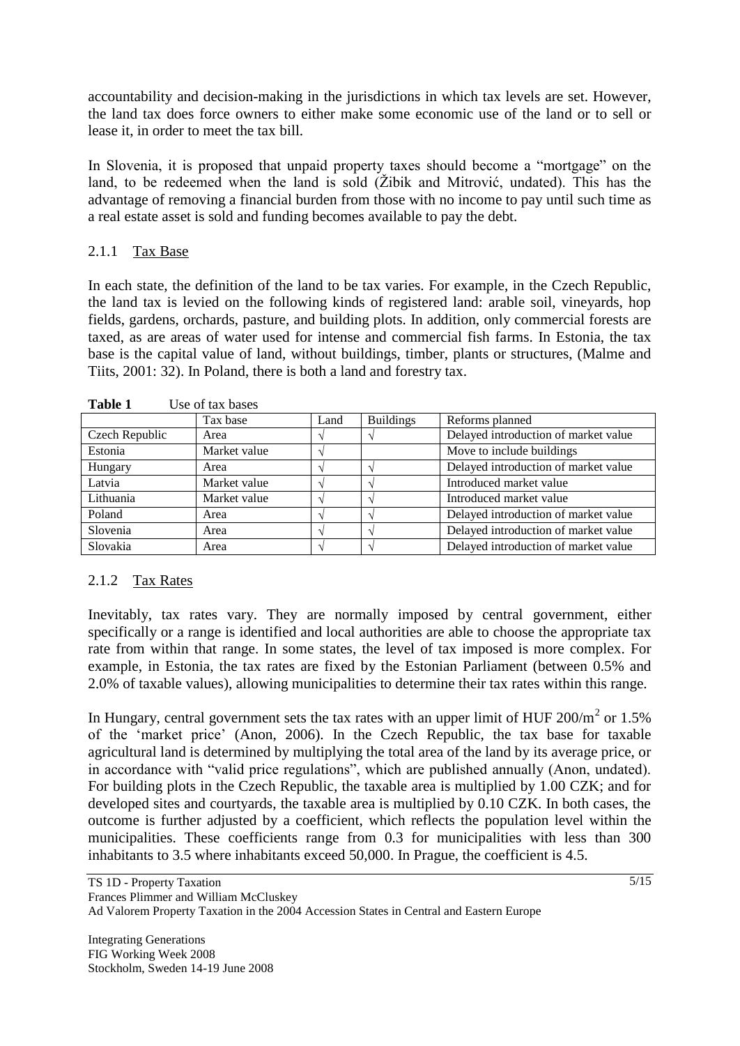accountability and decision-making in the jurisdictions in which tax levels are set. However, the land tax does force owners to either make some economic use of the land or to sell or lease it, in order to meet the tax bill.

In Slovenia, it is proposed that unpaid property taxes should become a "mortgage" on the land, to be redeemed when the land is sold (Žibik and Mitrović, undated). This has the advantage of removing a financial burden from those with no income to pay until such time as a real estate asset is sold and funding becomes available to pay the debt.

### 2.1.1 Tax Base

In each state, the definition of the land to be tax varies. For example, in the Czech Republic, the land tax is levied on the following kinds of registered land: arable soil, vineyards, hop fields, gardens, orchards, pasture, and building plots. In addition, only commercial forests are taxed, as are areas of water used for intense and commercial fish farms. In Estonia, the tax base is the capital value of land, without buildings, timber, plants or structures, (Malme and Tiits, 2001: 32). In Poland, there is both a land and forestry tax.

**Table 1** Use of tax bases

| | Tax base | Land | Buildings | Reforms planned |
|---|---|---|---|---|
| Czech Republic | Area | √ | √ | Delayed introduction of market value |
| Estonia | Market value | √ | | Move to include buildings |
| Hungary | Area | √ | √ | Delayed introduction of market value |
| Latvia | Market value | √ | √ | Introduced market value |
| Lithuania | Market value | √ | √ | Introduced market value |
| Poland | Area | √ | √ | Delayed introduction of market value |
| Slovenia | Area | √ | √ | Delayed introduction of market value |
| Slovakia | Area | √ | √ | Delayed introduction of market value |

### 2.1.2 Tax Rates

Inevitably, tax rates vary. They are normally imposed by central government, either specifically or a range is identified and local authorities are able to choose the appropriate tax rate from within that range. In some states, the level of tax imposed is more complex. For example, in Estonia, the tax rates are fixed by the Estonian Parliament (between 0.5% and 2.0% of taxable values), allowing municipalities to determine their tax rates within this range.

In Hungary, central government sets the tax rates with an upper limit of HUF $200/m^2$ or 1.5% of the 'market price' (Anon, 2006). In the Czech Republic, the tax base for taxable agricultural land is determined by multiplying the total area of the land by its average price, or in accordance with "valid price regulations", which are published annually (Anon, undated). For building plots in the Czech Republic, the taxable area is multiplied by 1.00 CZK; and for developed sites and courtyards, the taxable area is multiplied by 0.10 CZK. In both cases, the outcome is further adjusted by a coefficient, which reflects the population level within the municipalities. These coefficients range from 0.3 for municipalities with less than 300 inhabitants to 3.5 where inhabitants exceed 50,000. In Prague, the coefficient is 4.5.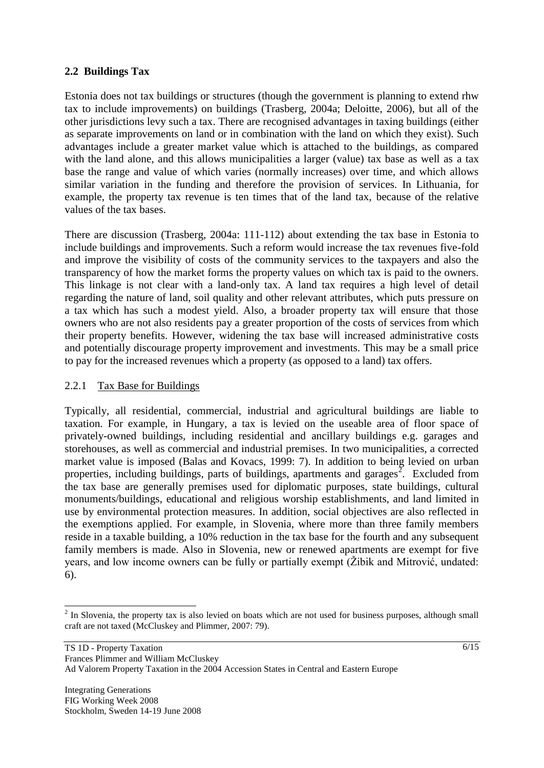## 2.2 Buildings Tax

Estonia does not tax buildings or structures (though the government is planning to extend rhw tax to include improvements) on buildings (Trasberg, 2004a; Deloitte, 2006), but all of the other jurisdictions levy such a tax. There are recognised advantages in taxing buildings (either as separate improvements on land or in combination with the land on which they exist). Such advantages include a greater market value which is attached to the buildings, as compared with the land alone, and this allows municipalities a larger (value) tax base as well as a tax base the range and value of which varies (normally increases) over time, and which allows similar variation in the funding and therefore the provision of services. In Lithuania, for example, the property tax revenue is ten times that of the land tax, because of the relative values of the tax bases.

There are discussion (Trasberg, 2004a: 111-112) about extending the tax base in Estonia to include buildings and improvements. Such a reform would increase the tax revenues five-fold and improve the visibility of costs of the community services to the taxpayers and also the transparency of how the market forms the property values on which tax is paid to the owners. This linkage is not clear with a land-only tax. A land tax requires a high level of detail regarding the nature of land, soil quality and other relevant attributes, which puts pressure on a tax which has such a modest yield. Also, a broader property tax will ensure that those owners who are not also residents pay a greater proportion of the costs of services from which their property benefits. However, widening the tax base will increased administrative costs and potentially discourage property improvement and investments. This may be a small price to pay for the increased revenues which a property (as opposed to a land) tax offers.

### 2.2.1 Tax Base for Buildings

Typically, all residential, commercial, industrial and agricultural buildings are liable to taxation. For example, in Hungary, a tax is levied on the useable area of floor space of privately-owned buildings, including residential and ancillary buildings e.g. garages and storehouses, as well as commercial and industrial premises. In two municipalities, a corrected market value is imposed (Balas and Kovacs, 1999: 7). In addition to being levied on urban properties, including buildings, parts of buildings, apartments and garages[2]. Excluded from the tax base are generally premises used for diplomatic purposes, state buildings, cultural monuments/buildings, educational and religious worship establishments, and land limited in use by environmental protection measures. In addition, social objectives are also reflected in the exemptions applied. For example, in Slovenia, where more than three family members reside in a taxable building, a 10% reduction in the tax base for the fourth and any subsequent family members is made. Also in Slovenia, new or renewed apartments are exempt for five years, and low income owners can be fully or partially exempt (Žibik and Mitrović, undated: 6).

[2] In Slovenia, the property tax is also levied on boats which are not used for business purposes, although small craft are not taxed (McCluskey and Plimmer, 2007: 79).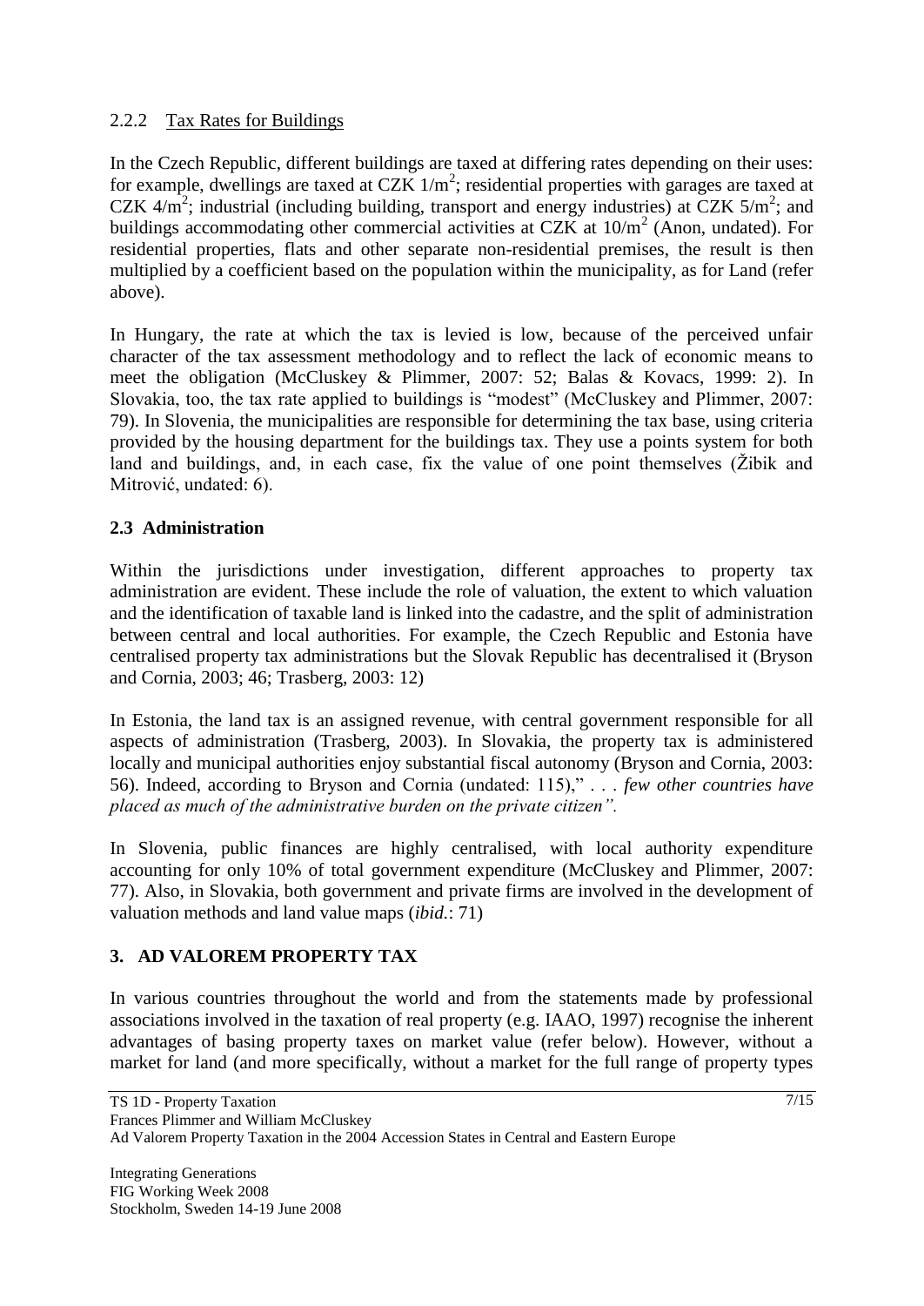### 2.2.2 Tax Rates for Buildings

In the Czech Republic, different buildings are taxed at differing rates depending on their uses: for example, dwellings are taxed at CZK $1/m^2$; residential properties with garages are taxed at CZK $4/m^2$; industrial (including building, transport and energy industries) at CZK $5/m^2$; and buildings accommodating other commercial activities at CZK at $10/m^2$ (Anon, undated). For residential properties, flats and other separate non-residential premises, the result is then multiplied by a coefficient based on the population within the municipality, as for Land (refer above).

In Hungary, the rate at which the tax is levied is low, because of the perceived unfair character of the tax assessment methodology and to reflect the lack of economic means to meet the obligation (McCluskey & Plimmer, 2007: 52; Balas & Kovacs, 1999: 2). In Slovakia, too, the tax rate applied to buildings is "modest" (McCluskey and Plimmer, 2007: 79). In Slovenia, the municipalities are responsible for determining the tax base, using criteria provided by the housing department for the buildings tax. They use a points system for both land and buildings, and, in each case, fix the value of one point themselves (Žibik and Mitrović, undated: 6).

## 2.3 Administration

Within the jurisdictions under investigation, different approaches to property tax administration are evident. These include the role of valuation, the extent to which valuation and the identification of taxable land is linked into the cadastre, and the split of administration between central and local authorities. For example, the Czech Republic and Estonia have centralised property tax administrations but the Slovak Republic has decentralised it (Bryson and Cornia, 2003; 46; Trasberg, 2003: 12)

In Estonia, the land tax is an assigned revenue, with central government responsible for all aspects of administration (Trasberg, 2003). In Slovakia, the property tax is administered locally and municipal authorities enjoy substantial fiscal autonomy (Bryson and Cornia, 2003: 56). Indeed, according to Bryson and Cornia (undated: 115)," . . . *few other countries have placed as much of the administrative burden on the private citizen".*

In Slovenia, public finances are highly centralised, with local authority expenditure accounting for only 10% of total government expenditure (McCluskey and Plimmer, 2007: 77). Also, in Slovakia, both government and private firms are involved in the development of valuation methods and land value maps (*ibid.*: 71)

# 3. AD VALOREM PROPERTY TAX

In various countries throughout the world and from the statements made by professional associations involved in the taxation of real property (e.g. IAAO, 1997) recognise the inherent advantages of basing property taxes on market value (refer below). However, without a market for land (and more specifically, without a market for the full range of property types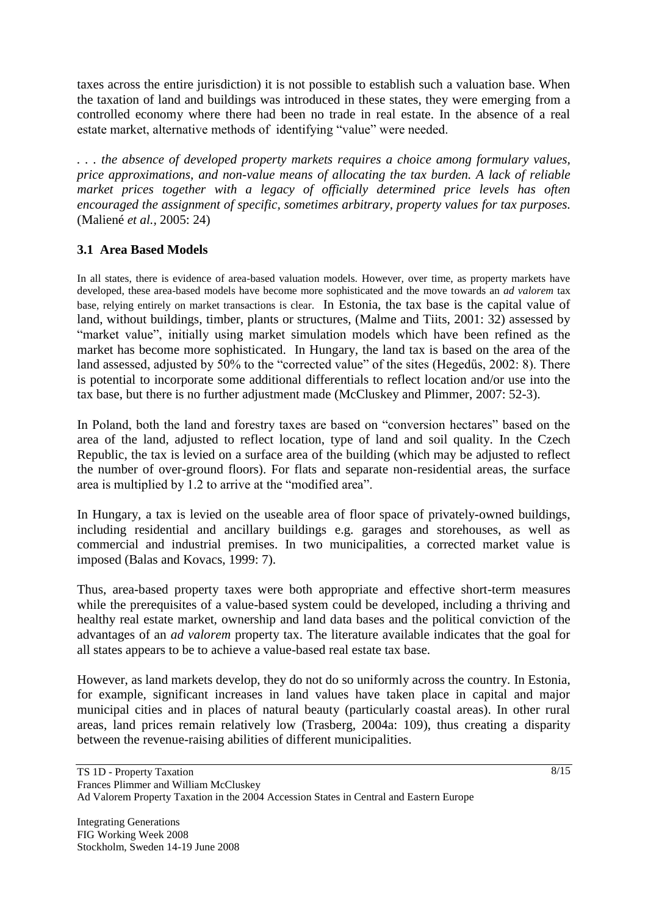taxes across the entire jurisdiction) it is not possible to establish such a valuation base. When the taxation of land and buildings was introduced in these states, they were emerging from a controlled economy where there had been no trade in real estate. In the absence of a real estate market, alternative methods of identifying "value" were needed.

*. . . the absence of developed property markets requires a choice among formulary values, price approximations, and non-value means of allocating the tax burden. A lack of reliable market prices together with a legacy of officially determined price levels has often encouraged the assignment of specific, sometimes arbitrary, property values for tax purposes.* (Maliené *et al.*, 2005: 24)

### 3.1 Area Based Models

In all states, there is evidence of area-based valuation models. However, over time, as property markets have developed, these area-based models have become more sophisticated and the move towards an *ad valorem* tax base, relying entirely on market transactions is clear. In Estonia, the tax base is the capital value of land, without buildings, timber, plants or structures, (Malme and Tiits, 2001: 32) assessed by "market value", initially using market simulation models which have been refined as the market has become more sophisticated. In Hungary, the land tax is based on the area of the land assessed, adjusted by 50% to the "corrected value" of the sites (Hegedűs, 2002: 8). There is potential to incorporate some additional differentials to reflect location and/or use into the tax base, but there is no further adjustment made (McCluskey and Plimmer, 2007: 52-3).

In Poland, both the land and forestry taxes are based on "conversion hectares" based on the area of the land, adjusted to reflect location, type of land and soil quality. In the Czech Republic, the tax is levied on a surface area of the building (which may be adjusted to reflect the number of over-ground floors). For flats and separate non-residential areas, the surface area is multiplied by 1.2 to arrive at the "modified area".

In Hungary, a tax is levied on the useable area of floor space of privately-owned buildings, including residential and ancillary buildings e.g. garages and storehouses, as well as commercial and industrial premises. In two municipalities, a corrected market value is imposed (Balas and Kovacs, 1999: 7).

Thus, area-based property taxes were both appropriate and effective short-term measures while the prerequisites of a value-based system could be developed, including a thriving and healthy real estate market, ownership and land data bases and the political conviction of the advantages of an *ad valorem* property tax. The literature available indicates that the goal for all states appears to be to achieve a value-based real estate tax base.

However, as land markets develop, they do not do so uniformly across the country. In Estonia, for example, significant increases in land values have taken place in capital and major municipal cities and in places of natural beauty (particularly coastal areas). In other rural areas, land prices remain relatively low (Trasberg, 2004a: 109), thus creating a disparity between the revenue-raising abilities of different municipalities.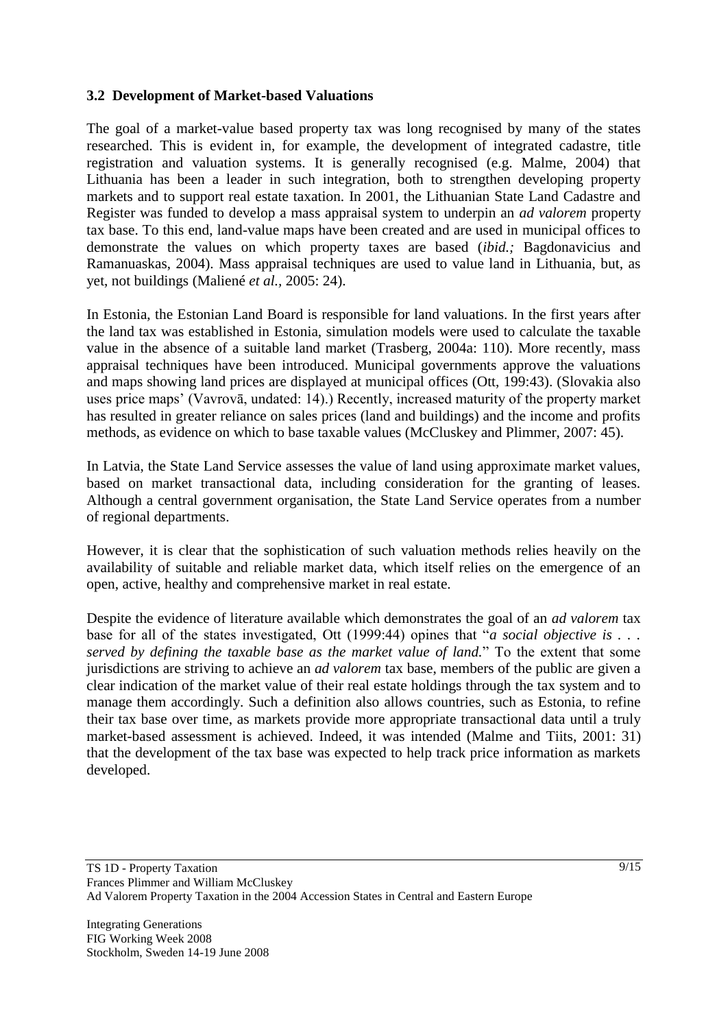### 3.2 Development of Market-based Valuations

The goal of a market-value based property tax was long recognised by many of the states researched. This is evident in, for example, the development of integrated cadastre, title registration and valuation systems. It is generally recognised (e.g. Malme, 2004) that Lithuania has been a leader in such integration, both to strengthen developing property markets and to support real estate taxation. In 2001, the Lithuanian State Land Cadastre and Register was funded to develop a mass appraisal system to underpin an *ad valorem* property tax base. To this end, land-value maps have been created and are used in municipal offices to demonstrate the values on which property taxes are based (*ibid.;* Bagdonavicius and Ramanuaskas, 2004). Mass appraisal techniques are used to value land in Lithuania, but, as yet, not buildings (Maliené *et al.,* 2005: 24).

In Estonia, the Estonian Land Board is responsible for land valuations. In the first years after the land tax was established in Estonia, simulation models were used to calculate the taxable value in the absence of a suitable land market (Trasberg, 2004a: 110). More recently, mass appraisal techniques have been introduced. Municipal governments approve the valuations and maps showing land prices are displayed at municipal offices (Ott, 199:43). (Slovakia also uses price maps' (Vavrovā, undated: 14).) Recently, increased maturity of the property market has resulted in greater reliance on sales prices (land and buildings) and the income and profits methods, as evidence on which to base taxable values (McCluskey and Plimmer, 2007: 45).

In Latvia, the State Land Service assesses the value of land using approximate market values, based on market transactional data, including consideration for the granting of leases. Although a central government organisation, the State Land Service operates from a number of regional departments.

However, it is clear that the sophistication of such valuation methods relies heavily on the availability of suitable and reliable market data, which itself relies on the emergence of an open, active, healthy and comprehensive market in real estate.

Despite the evidence of literature available which demonstrates the goal of an *ad valorem* tax base for all of the states investigated, Ott (1999:44) opines that "*a social objective is . . . served by defining the taxable base as the market value of land.*" To the extent that some jurisdictions are striving to achieve an *ad valorem* tax base, members of the public are given a clear indication of the market value of their real estate holdings through the tax system and to manage them accordingly. Such a definition also allows countries, such as Estonia, to refine their tax base over time, as markets provide more appropriate transactional data until a truly market-based assessment is achieved. Indeed, it was intended (Malme and Tiits, 2001: 31) that the development of the tax base was expected to help track price information as markets developed.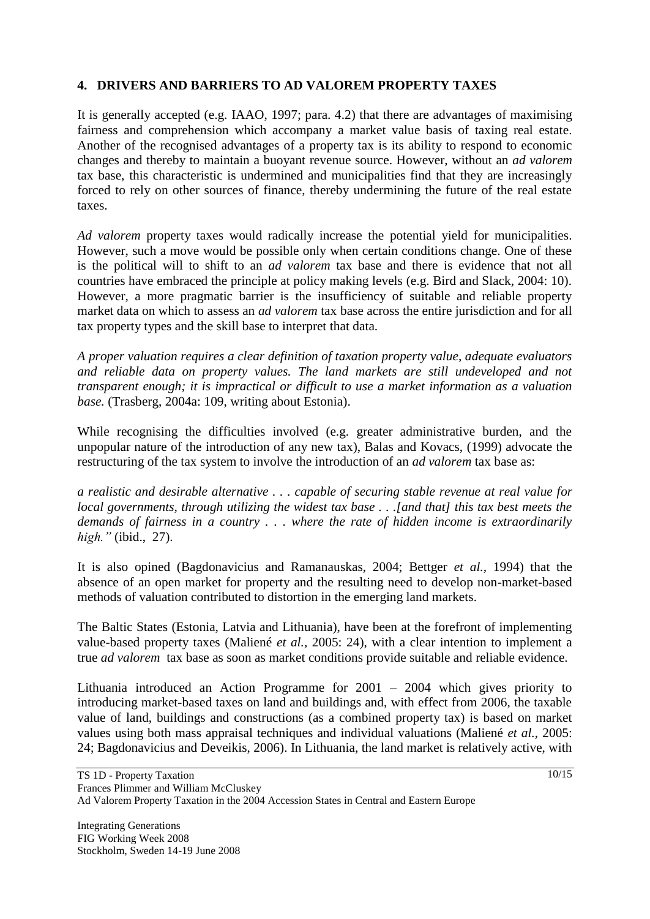## 4. DRIVERS AND BARRIERS TO AD VALOREM PROPERTY TAXES

It is generally accepted (e.g. IAAO, 1997; para. 4.2) that there are advantages of maximising fairness and comprehension which accompany a market value basis of taxing real estate. Another of the recognised advantages of a property tax is its ability to respond to economic changes and thereby to maintain a buoyant revenue source. However, without an *ad valorem* tax base, this characteristic is undermined and municipalities find that they are increasingly forced to rely on other sources of finance, thereby undermining the future of the real estate taxes.

*Ad valorem* property taxes would radically increase the potential yield for municipalities. However, such a move would be possible only when certain conditions change. One of these is the political will to shift to an *ad valorem* tax base and there is evidence that not all countries have embraced the principle at policy making levels (e.g. Bird and Slack, 2004: 10). However, a more pragmatic barrier is the insufficiency of suitable and reliable property market data on which to assess an *ad valorem* tax base across the entire jurisdiction and for all tax property types and the skill base to interpret that data.

*A proper valuation requires a clear definition of taxation property value, adequate evaluators and reliable data on property values. The land markets are still undeveloped and not transparent enough; it is impractical or difficult to use a market information as a valuation base.* (Trasberg, 2004a: 109, writing about Estonia).

While recognising the difficulties involved (e.g. greater administrative burden, and the unpopular nature of the introduction of any new tax), Balas and Kovacs, (1999) advocate the restructuring of the tax system to involve the introduction of an *ad valorem* tax base as:

*a realistic and desirable alternative . . . capable of securing stable revenue at real value for local governments, through utilizing the widest tax base . . .[and that] this tax best meets the demands of fairness in a country . . . where the rate of hidden income is extraordinarily high."* (ibid., 27).

It is also opined (Bagdonavicius and Ramanauskas, 2004; Bettger *et al.*, 1994) that the absence of an open market for property and the resulting need to develop non-market-based methods of valuation contributed to distortion in the emerging land markets.

The Baltic States (Estonia, Latvia and Lithuania), have been at the forefront of implementing value-based property taxes (Maliené *et al.*, 2005: 24), with a clear intention to implement a true *ad valorem* tax base as soon as market conditions provide suitable and reliable evidence.

Lithuania introduced an Action Programme for 2001 – 2004 which gives priority to introducing market-based taxes on land and buildings and, with effect from 2006, the taxable value of land, buildings and constructions (as a combined property tax) is based on market values using both mass appraisal techniques and individual valuations (Maliené *et al.*, 2005: 24; Bagdonavicius and Deveikis, 2006). In Lithuania, the land market is relatively active, with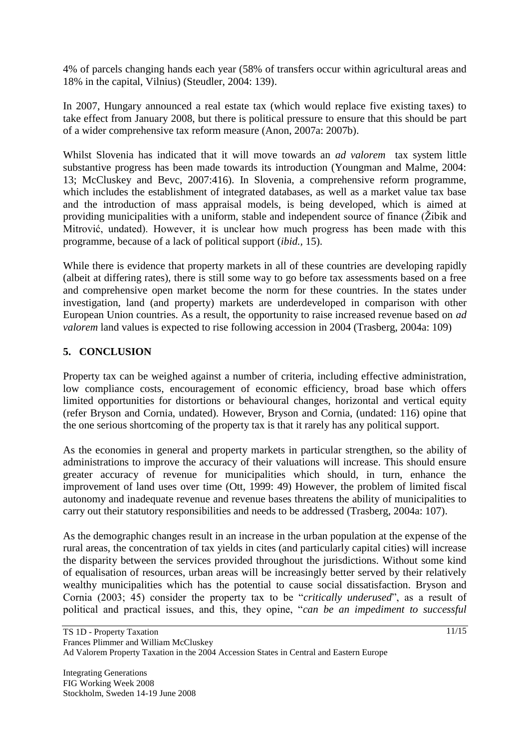4% of parcels changing hands each year (58% of transfers occur within agricultural areas and 18% in the capital, Vilnius) (Steudler, 2004: 139).

In 2007, Hungary announced a real estate tax (which would replace five existing taxes) to take effect from January 2008, but there is political pressure to ensure that this should be part of a wider comprehensive tax reform measure (Anon, 2007a: 2007b).

Whilst Slovenia has indicated that it will move towards an *ad valorem* tax system little substantive progress has been made towards its introduction (Youngman and Malme, 2004: 13; McCluskey and Bevc, 2007:416). In Slovenia, a comprehensive reform programme, which includes the establishment of integrated databases, as well as a market value tax base and the introduction of mass appraisal models, is being developed, which is aimed at providing municipalities with a uniform, stable and independent source of finance (Žibik and Mitrović, undated). However, it is unclear how much progress has been made with this programme, because of a lack of political support (*ibid.,* 15).

While there is evidence that property markets in all of these countries are developing rapidly (albeit at differing rates), there is still some way to go before tax assessments based on a free and comprehensive open market become the norm for these countries. In the states under investigation, land (and property) markets are underdeveloped in comparison with other European Union countries. As a result, the opportunity to raise increased revenue based on *ad valorem* land values is expected to rise following accession in 2004 (Trasberg, 2004a: 109)

## 5. CONCLUSION

Property tax can be weighed against a number of criteria, including effective administration, low compliance costs, encouragement of economic efficiency, broad base which offers limited opportunities for distortions or behavioural changes, horizontal and vertical equity (refer Bryson and Cornia, undated). However, Bryson and Cornia, (undated: 116) opine that the one serious shortcoming of the property tax is that it rarely has any political support.

As the economies in general and property markets in particular strengthen, so the ability of administrations to improve the accuracy of their valuations will increase. This should ensure greater accuracy of revenue for municipalities which should, in turn, enhance the improvement of land uses over time (Ott, 1999: 49) However, the problem of limited fiscal autonomy and inadequate revenue and revenue bases threatens the ability of municipalities to carry out their statutory responsibilities and needs to be addressed (Trasberg, 2004a: 107).

As the demographic changes result in an increase in the urban population at the expense of the rural areas, the concentration of tax yields in cites (and particularly capital cities) will increase the disparity between the services provided throughout the jurisdictions. Without some kind of equalisation of resources, urban areas will be increasingly better served by their relatively wealthy municipalities which has the potential to cause social dissatisfaction. Bryson and Cornia (2003; 45) consider the property tax to be "*critically underused*", as a result of political and practical issues, and this, they opine, "*can be an impediment to successful*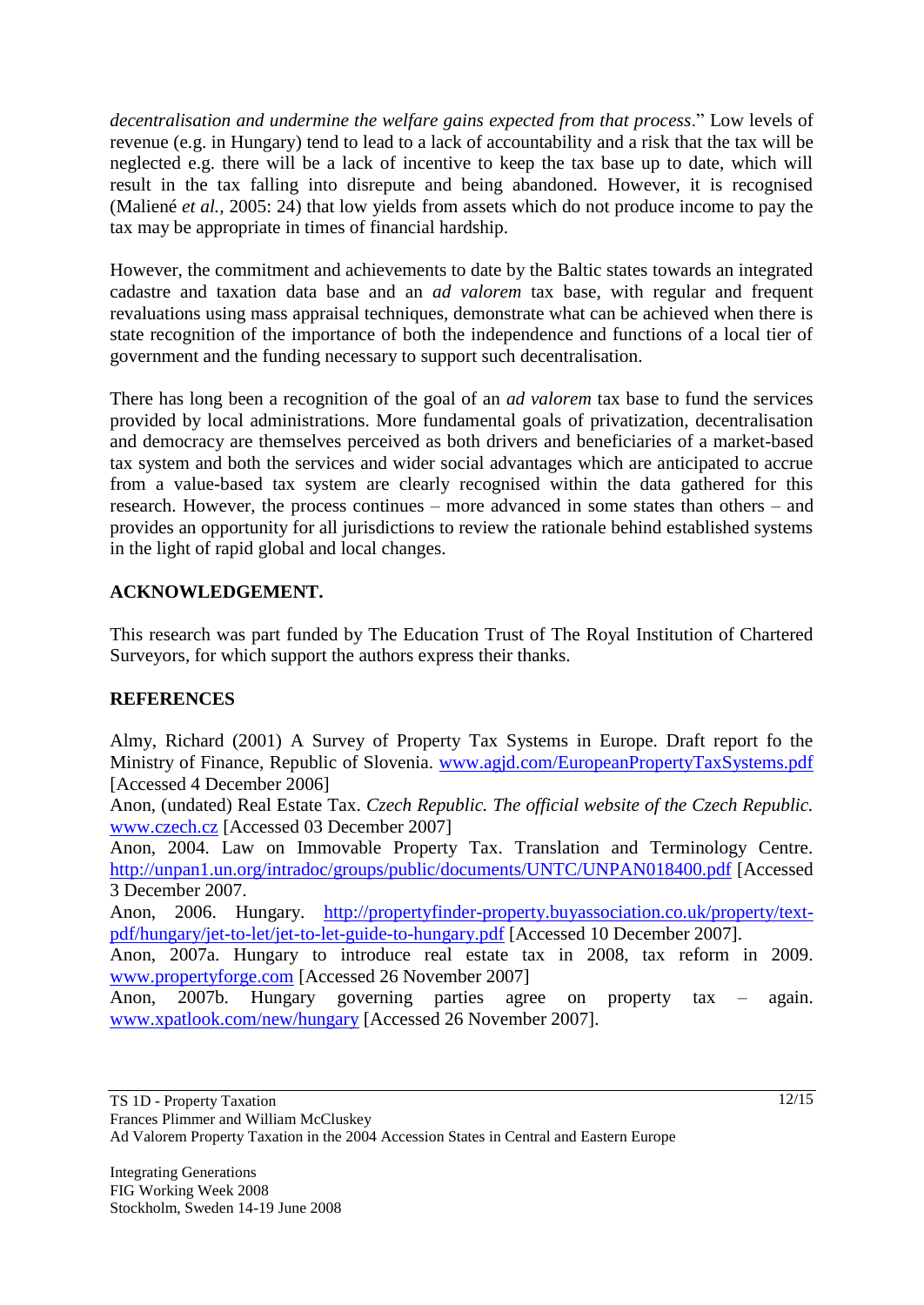*decentralisation and undermine the welfare gains expected from that process*." Low levels of revenue (e.g. in Hungary) tend to lead to a lack of accountability and a risk that the tax will be neglected e.g. there will be a lack of incentive to keep the tax base up to date, which will result in the tax falling into disrepute and being abandoned. However, it is recognised (Malienė *et al.*, 2005: 24) that low yields from assets which do not produce income to pay the tax may be appropriate in times of financial hardship.

However, the commitment and achievements to date by the Baltic states towards an integrated cadastre and taxation data base and an *ad valorem* tax base, with regular and frequent revaluations using mass appraisal techniques, demonstrate what can be achieved when there is state recognition of the importance of both the independence and functions of a local tier of government and the funding necessary to support such decentralisation.

There has long been a recognition of the goal of an *ad valorem* tax base to fund the services provided by local administrations. More fundamental goals of privatization, decentralisation and democracy are themselves perceived as both drivers and beneficiaries of a market-based tax system and both the services and wider social advantages which are anticipated to accrue from a value-based tax system are clearly recognised within the data gathered for this research. However, the process continues – more advanced in some states than others – and provides an opportunity for all jurisdictions to review the rationale behind established systems in the light of rapid global and local changes.

## ACKNOWLEDGEMENT.

This research was part funded by The Education Trust of The Royal Institution of Chartered Surveyors, for which support the authors express their thanks.

## REFERENCES

Almy, Richard (2001) A Survey of Property Tax Systems in Europe. Draft report fo the Ministry of Finance, Republic of Slovenia. www.agjd.com/EuropeanPropertyTaxSystems.pdf [Accessed 4 December 2006]

Anon, (undated) Real Estate Tax. *Czech Republic. The official website of the Czech Republic.* www.czech.cz [Accessed 03 December 2007]

Anon, 2004. Law on Immovable Property Tax. Translation and Terminology Centre. http://unpan1.un.org/intradoc/groups/public/documents/UNTC/UNPAN018400.pdf [Accessed 3 December 2007.

Anon, 2006. Hungary. http://propertyfinder-property.buyassociation.co.uk/property/text-pdf/hungary/jet-to-let/jet-to-let-guide-to-hungary.pdf [Accessed 10 December 2007].

Anon, 2007a. Hungary to introduce real estate tax in 2008, tax reform in 2009. www.propertyforge.com [Accessed 26 November 2007]

Anon, 2007b. Hungary governing parties agree on property tax – again. www.xpatlook.com/new/hungary [Accessed 26 November 2007].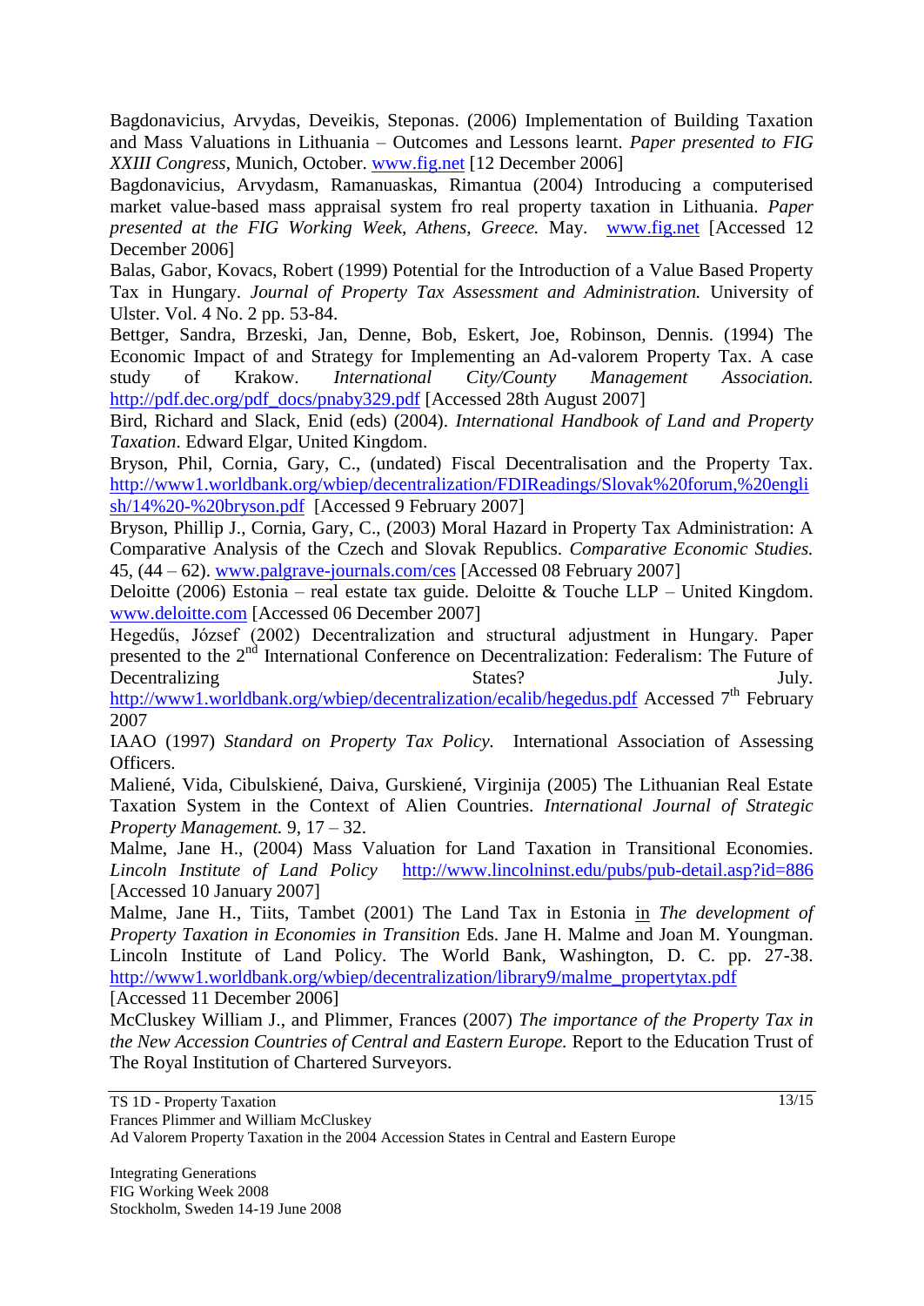Bagdonavicius, Arvydas, Deveikis, Steponas. (2006) Implementation of Building Taxation and Mass Valuations in Lithuania – Outcomes and Lessons learnt. *Paper presented to FIG XXIII Congress*, Munich, October. www.fig.net [12 December 2006]

Bagdonavicius, Arvydasm, Ramanuaskas, Rimantua (2004) Introducing a computerised market value-based mass appraisal system fro real property taxation in Lithuania. *Paper presented at the FIG Working Week, Athens, Greece.* May. www.fig.net [Accessed 12 December 2006]

Balas, Gabor, Kovacs, Robert (1999) Potential for the Introduction of a Value Based Property Tax in Hungary. *Journal of Property Tax Assessment and Administration.* University of Ulster. Vol. 4 No. 2 pp. 53-84.

Bettger, Sandra, Brzeski, Jan, Denne, Bob, Eskert, Joe, Robinson, Dennis. (1994) The Economic Impact of and Strategy for Implementing an Ad-valorem Property Tax. A case study of Krakow. *International City/County Management Association.* http://pdf.dec.org/pdf_docs/pnaby329.pdf [Accessed 28th August 2007]

Bird, Richard and Slack, Enid (eds) (2004). *International Handbook of Land and Property Taxation*. Edward Elgar, United Kingdom.

Bryson, Phil, Cornia, Gary, C., (undated) Fiscal Decentralisation and the Property Tax. http://www1.worldbank.org/wbiep/decentralization/FDIReadings/Slovak%20forum,%20english/14%20-%20bryson.pdf [Accessed 9 February 2007]

Bryson, Phillip J., Cornia, Gary, C., (2003) Moral Hazard in Property Tax Administration: A Comparative Analysis of the Czech and Slovak Republics. *Comparative Economic Studies.* 45, (44 – 62). www.palgrave-journals.com/ces [Accessed 08 February 2007]

Deloitte (2006) Estonia – real estate tax guide. Deloitte & Touche LLP – United Kingdom. www.deloitte.com [Accessed 06 December 2007]

Hegedűs, József (2002) Decentralization and structural adjustment in Hungary. Paper presented to the 2nd International Conference on Decentralization: Federalism: The Future of Decentralizing States? July. http://www1.worldbank.org/wbiep/decentralization/ecalib/hegedus.pdf Accessed 7th February 2007

IAAO (1997) *Standard on Property Tax Policy.* International Association of Assessing Officers.

Maliené, Vida, Cibulskiené, Daiva, Gurskiené, Virginija (2005) The Lithuanian Real Estate Taxation System in the Context of Alien Countries. *International Journal of Strategic Property Management.* 9, 17 – 32.

Malme, Jane H., (2004) Mass Valuation for Land Taxation in Transitional Economies. *Lincoln Institute of Land Policy* http://www.lincolninst.edu/pubs/pub-detail.asp?id=886 [Accessed 10 January 2007]

Malme, Jane H., Tiits, Tambet (2001) The Land Tax in Estonia in *The development of Property Taxation in Economies in Transition* Eds. Jane H. Malme and Joan M. Youngman. Lincoln Institute of Land Policy. The World Bank, Washington, D. C. pp. 27-38. http://www1.worldbank.org/wbiep/decentralization/library9/malme_propertytax.pdf [Accessed 11 December 2006]

McCluskey William J., and Plimmer, Frances (2007) *The importance of the Property Tax in the New Accession Countries of Central and Eastern Europe.* Report to the Education Trust of The Royal Institution of Chartered Surveyors.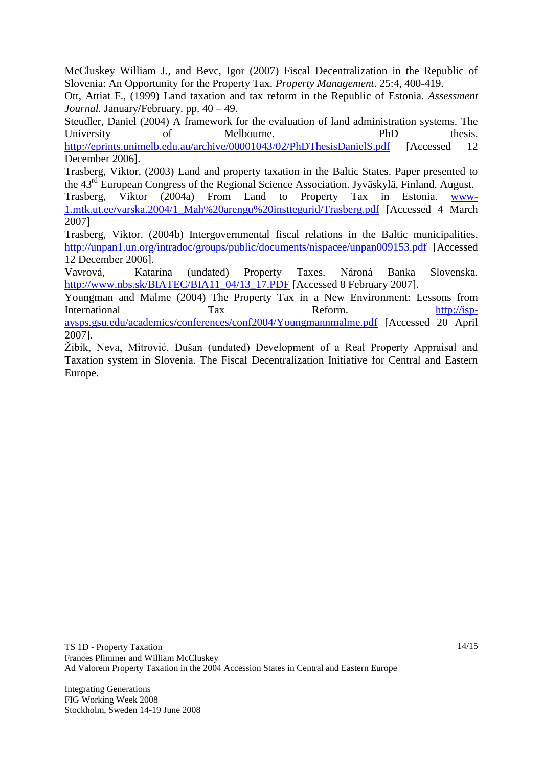McCluskey William J., and Bevc, Igor (2007) Fiscal Decentralization in the Republic of Slovenia: An Opportunity for the Property Tax. *Property Management*. 25:4, 400-419.

Ott, Attiat F., (1999) Land taxation and tax reform in the Republic of Estonia. *Assessment Journal.* January/February. pp. 40 – 49.

Steudler, Daniel (2004) A framework for the evaluation of land administration systems. The University of Melbourne. PhD thesis. http://eprints.unimelb.edu.au/archive/00001043/02/PhDThesisDanielS.pdf [Accessed 12 December 2006].

Trasberg, Viktor, (2003) Land and property taxation in the Baltic States. Paper presented to the 43rd European Congress of the Regional Science Association. Jyväskylä, Finland. August.

Trasberg, Viktor (2004a) From Land to Property Tax in Estonia. www-1.mtk.ut.ee/varska.2004/1_Mah%20arengu%20insttequrid/Trasberg.pdf [Accessed 4 March 2007]

Trasberg, Viktor. (2004b) Intergovernmental fiscal relations in the Baltic municipalities. http://unpan1.un.org/intradoc/groups/public/documents/nispacee/unpan009153.pdf [Accessed 12 December 2006].

Vavrová, Katarína (undated) Property Taxes. Nároná Banka Slovenska. http://www.nbs.sk/BIATEC/BIA11_04/13_17.PDF [Accessed 8 February 2007].

Youngman and Malme (2004) The Property Tax in a New Environment: Lessons from International Tax Reform. http://isp-aysps.gsu.edu/academics/conferences/conf2004/Youngmannmalme.pdf [Accessed 20 April 2007].

Žibik, Neva, Mitrović, Dušan (undated) Development of a Real Property Appraisal and Taxation system in Slovenia. The Fiscal Decentralization Initiative for Central and Eastern Europe.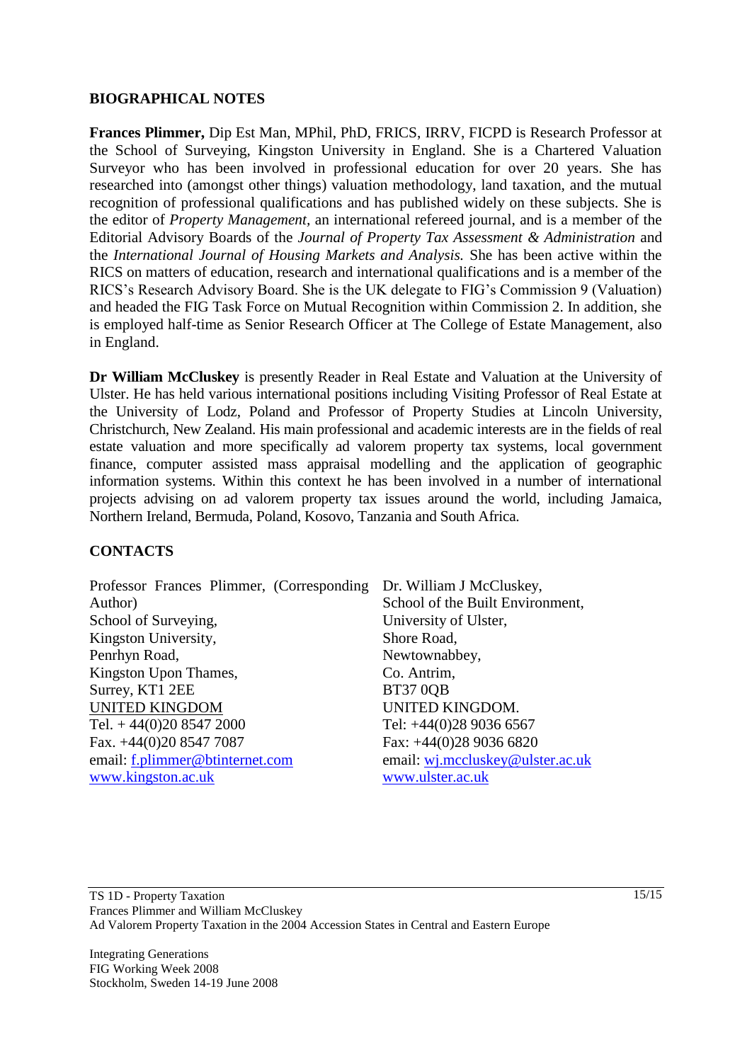## BIOGRAPHICAL NOTES

**Frances Plimmer,** Dip Est Man, MPhil, PhD, FRICS, IRRV, FICPD is Research Professor at the School of Surveying, Kingston University in England. She is a Chartered Valuation Surveyor who has been involved in professional education for over 20 years. She has researched into (amongst other things) valuation methodology, land taxation, and the mutual recognition of professional qualifications and has published widely on these subjects. She is the editor of *Property Management,* an international refereed journal, and is a member of the Editorial Advisory Boards of the *Journal of Property Tax Assessment & Administration* and the *International Journal of Housing Markets and Analysis.* She has been active within the RICS on matters of education, research and international qualifications and is a member of the RICS's Research Advisory Board. She is the UK delegate to FIG's Commission 9 (Valuation) and headed the FIG Task Force on Mutual Recognition within Commission 2. In addition, she is employed half-time as Senior Research Officer at The College of Estate Management, also in England.

**Dr William McCluskey** is presently Reader in Real Estate and Valuation at the University of Ulster. He has held various international positions including Visiting Professor of Real Estate at the University of Lodz, Poland and Professor of Property Studies at Lincoln University, Christchurch, New Zealand. His main professional and academic interests are in the fields of real estate valuation and more specifically ad valorem property tax systems, local government finance, computer assisted mass appraisal modelling and the application of geographic information systems. Within this context he has been involved in a number of international projects advising on ad valorem property tax issues around the world, including Jamaica, Northern Ireland, Bermuda, Poland, Kosovo, Tanzania and South Africa.

## CONTACTS

Professor Frances Plimmer, (Corresponding Author)
School of Surveying,
Kingston University,
Penrhyn Road,
Kingston Upon Thames,
Surrey, KT1 2EE
UNITED KINGDOM
Tel. + 44(0)20 8547 2000
Fax. +44(0)20 8547 7087
email: f.plimmer@btinternet.com
www.kingston.ac.uk

Dr. William J McCluskey,
School of the Built Environment,
University of Ulster,
Shore Road,
Newtownabbey,
Co. Antrim,
BT37 0QB
UNITED KINGDOM.
Tel: +44(0)28 9036 6567
Fax: +44(0)28 9036 6820
email: wj.mccluskey@ulster.ac.uk
www.ulster.ac.uk